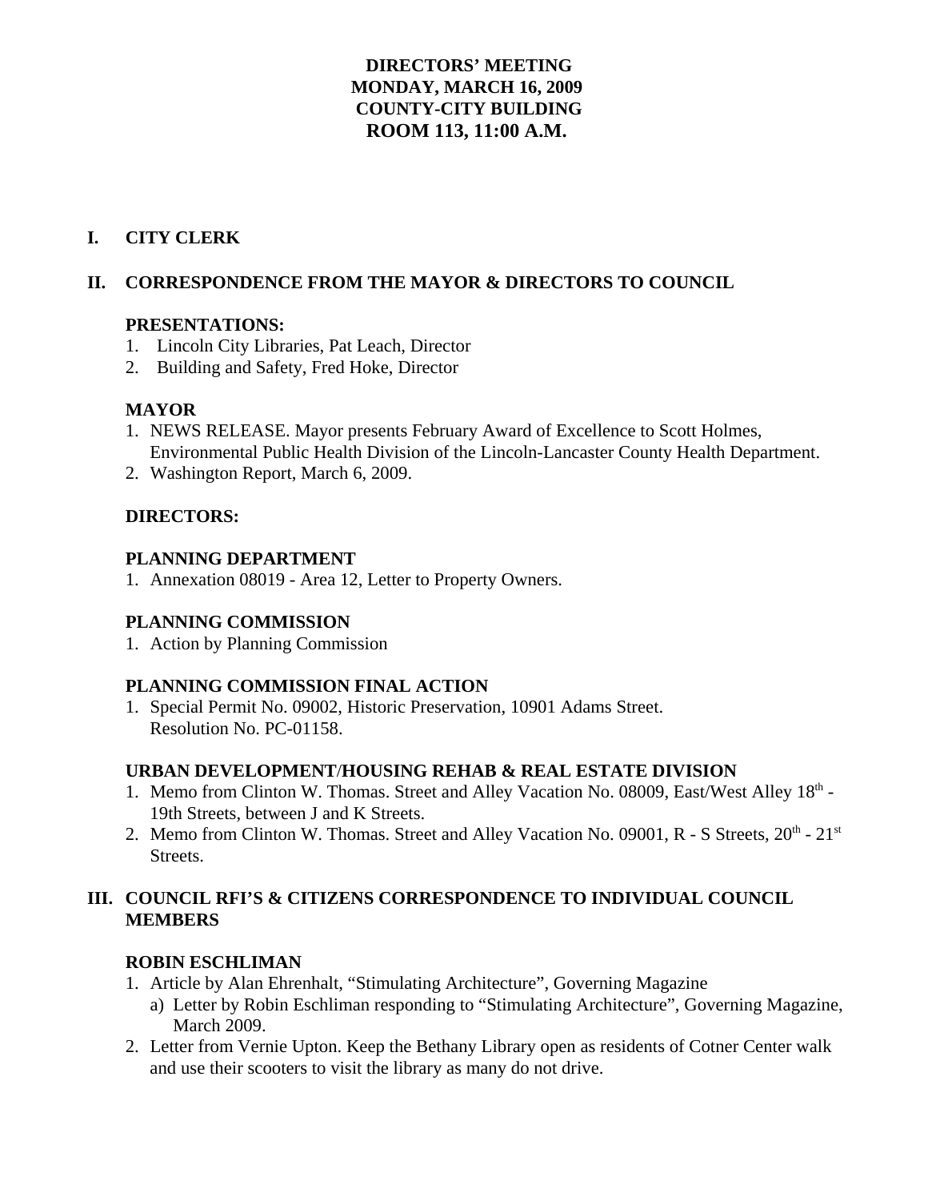**DIRECTORS' MEETING**
**MONDAY, MARCH 16, 2009**
**COUNTY-CITY BUILDING**
**ROOM 113, 11:00 A.M.**

## I. CITY CLERK

## II. CORRESPONDENCE FROM THE MAYOR & DIRECTORS TO COUNCIL

### PRESENTATIONS:

1. Lincoln City Libraries, Pat Leach, Director
2. Building and Safety, Fred Hoke, Director

### MAYOR

1. NEWS RELEASE. Mayor presents February Award of Excellence to Scott Holmes, Environmental Public Health Division of the Lincoln-Lancaster County Health Department.
2. Washington Report, March 6, 2009.

### DIRECTORS:

### PLANNING DEPARTMENT

1. Annexation 08019 - Area 12, Letter to Property Owners.

### PLANNING COMMISSION

1. Action by Planning Commission

### PLANNING COMMISSION FINAL ACTION

1. Special Permit No. 09002, Historic Preservation, 10901 Adams Street. Resolution No. PC-01158.

### URBAN DEVELOPMENT/HOUSING REHAB & REAL ESTATE DIVISION

1. Memo from Clinton W. Thomas. Street and Alley Vacation No. 08009, East/West Alley 18th - 19th Streets, between J and K Streets.
2. Memo from Clinton W. Thomas. Street and Alley Vacation No. 09001, R - S Streets, 20th - 21st Streets.

## III. COUNCIL RFI'S & CITIZENS CORRESPONDENCE TO INDIVIDUAL COUNCIL MEMBERS

### ROBIN ESCHLIMAN

1. Article by Alan Ehrenhalt, "Stimulating Architecture", Governing Magazine
   a) Letter by Robin Eschliman responding to "Stimulating Architecture", Governing Magazine, March 2009.
2. Letter from Vernie Upton. Keep the Bethany Library open as residents of Cotner Center walk and use their scooters to visit the library as many do not drive.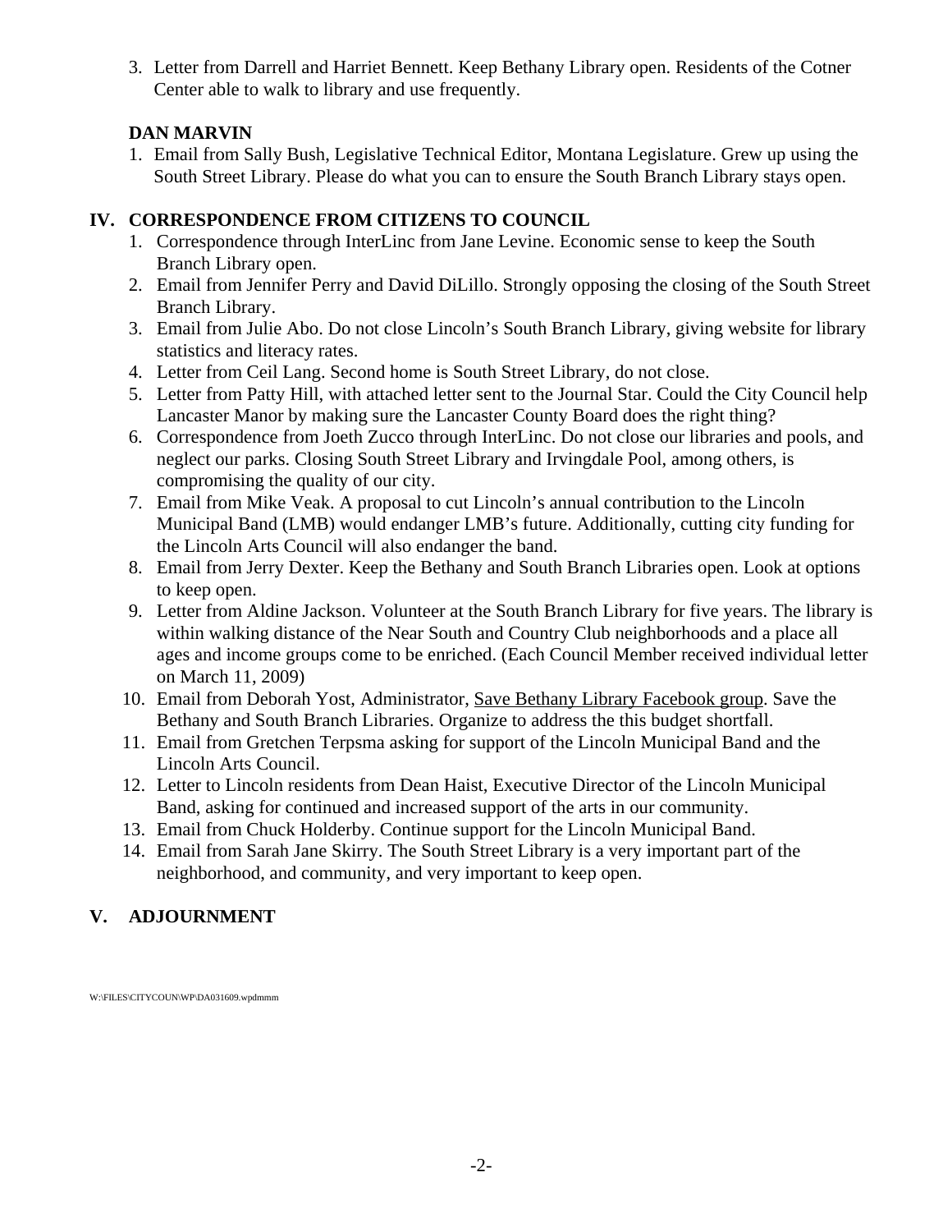3. Letter from Darrell and Harriet Bennett. Keep Bethany Library open. Residents of the Cotner Center able to walk to library and use frequently.

**DAN MARVIN**

1. Email from Sally Bush, Legislative Technical Editor, Montana Legislature. Grew up using the South Street Library. Please do what you can to ensure the South Branch Library stays open.

## IV. CORRESPONDENCE FROM CITIZENS TO COUNCIL

1. Correspondence through InterLinc from Jane Levine. Economic sense to keep the South Branch Library open.
2. Email from Jennifer Perry and David DiLillo. Strongly opposing the closing of the South Street Branch Library.
3. Email from Julie Abo. Do not close Lincoln's South Branch Library, giving website for library statistics and literacy rates.
4. Letter from Ceil Lang. Second home is South Street Library, do not close.
5. Letter from Patty Hill, with attached letter sent to the Journal Star. Could the City Council help Lancaster Manor by making sure the Lancaster County Board does the right thing?
6. Correspondence from Joeth Zucco through InterLinc. Do not close our libraries and pools, and neglect our parks. Closing South Street Library and Irvingdale Pool, among others, is compromising the quality of our city.
7. Email from Mike Veak. A proposal to cut Lincoln's annual contribution to the Lincoln Municipal Band (LMB) would endanger LMB's future. Additionally, cutting city funding for the Lincoln Arts Council will also endanger the band.
8. Email from Jerry Dexter. Keep the Bethany and South Branch Libraries open. Look at options to keep open.
9. Letter from Aldine Jackson. Volunteer at the South Branch Library for five years. The library is within walking distance of the Near South and Country Club neighborhoods and a place all ages and income groups come to be enriched. (Each Council Member received individual letter on March 11, 2009)
10. Email from Deborah Yost, Administrator, Save Bethany Library Facebook group. Save the Bethany and South Branch Libraries. Organize to address the this budget shortfall.
11. Email from Gretchen Terpsma asking for support of the Lincoln Municipal Band and the Lincoln Arts Council.
12. Letter to Lincoln residents from Dean Haist, Executive Director of the Lincoln Municipal Band, asking for continued and increased support of the arts in our community.
13. Email from Chuck Holderby. Continue support for the Lincoln Municipal Band.
14. Email from Sarah Jane Skirry. The South Street Library is a very important part of the neighborhood, and community, and very important to keep open.

## V. ADJOURNMENT

W:\FILES\CITYCOUN\WP\DA031609.wpdmmm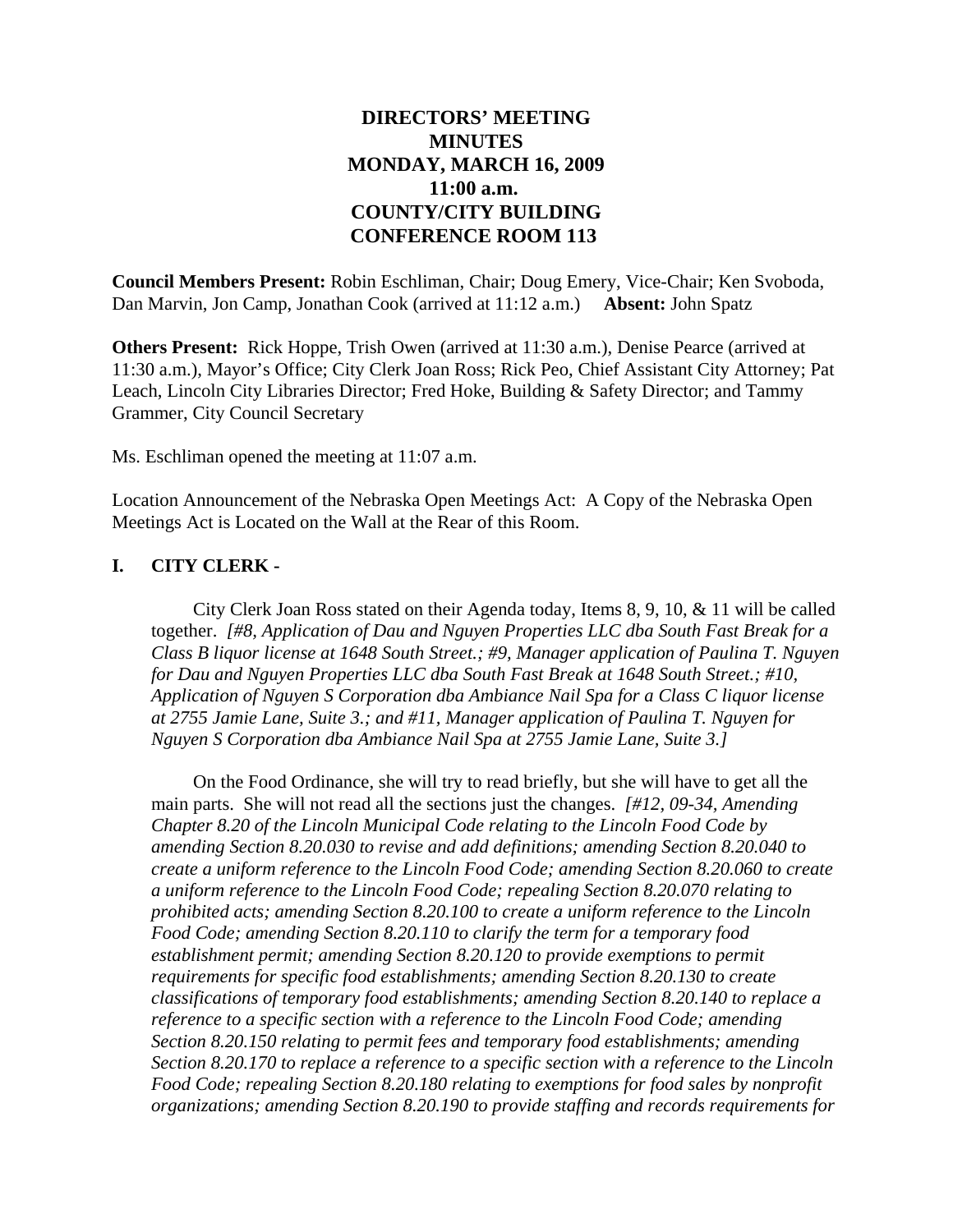**DIRECTORS' MEETING**
**MINUTES**
**MONDAY, MARCH 16, 2009**
**11:00 a.m.**
**COUNTY/CITY BUILDING**
**CONFERENCE ROOM 113**

**Council Members Present:** Robin Eschliman, Chair; Doug Emery, Vice-Chair; Ken Svoboda, Dan Marvin, Jon Camp, Jonathan Cook (arrived at 11:12 a.m.) **Absent:** John Spatz

**Others Present:** Rick Hoppe, Trish Owen (arrived at 11:30 a.m.), Denise Pearce (arrived at 11:30 a.m.), Mayor's Office; City Clerk Joan Ross; Rick Peo, Chief Assistant City Attorney; Pat Leach, Lincoln City Libraries Director; Fred Hoke, Building & Safety Director; and Tammy Grammer, City Council Secretary

Ms. Eschliman opened the meeting at 11:07 a.m.

Location Announcement of the Nebraska Open Meetings Act: A Copy of the Nebraska Open Meetings Act is Located on the Wall at the Rear of this Room.

## I. CITY CLERK -

City Clerk Joan Ross stated on their Agenda today, Items 8, 9, 10, & 11 will be called together. *[#8, Application of Dau and Nguyen Properties LLC dba South Fast Break for a Class B liquor license at 1648 South Street.; #9, Manager application of Paulina T. Nguyen for Dau and Nguyen Properties LLC dba South Fast Break at 1648 South Street.; #10, Application of Nguyen S Corporation dba Ambiance Nail Spa for a Class C liquor license at 2755 Jamie Lane, Suite 3.; and #11, Manager application of Paulina T. Nguyen for Nguyen S Corporation dba Ambiance Nail Spa at 2755 Jamie Lane, Suite 3.]*

On the Food Ordinance, she will try to read briefly, but she will have to get all the main parts. She will not read all the sections just the changes. *[#12, 09-34, Amending Chapter 8.20 of the Lincoln Municipal Code relating to the Lincoln Food Code by amending Section 8.20.030 to revise and add definitions; amending Section 8.20.040 to create a uniform reference to the Lincoln Food Code; amending Section 8.20.060 to create a uniform reference to the Lincoln Food Code; repealing Section 8.20.070 relating to prohibited acts; amending Section 8.20.100 to create a uniform reference to the Lincoln Food Code; amending Section 8.20.110 to clarify the term for a temporary food establishment permit; amending Section 8.20.120 to provide exemptions to permit requirements for specific food establishments; amending Section 8.20.130 to create classifications of temporary food establishments; amending Section 8.20.140 to replace a reference to a specific section with a reference to the Lincoln Food Code; amending Section 8.20.150 relating to permit fees and temporary food establishments; amending Section 8.20.170 to replace a reference to a specific section with a reference to the Lincoln Food Code; repealing Section 8.20.180 relating to exemptions for food sales by nonprofit organizations; amending Section 8.20.190 to provide staffing and records requirements for*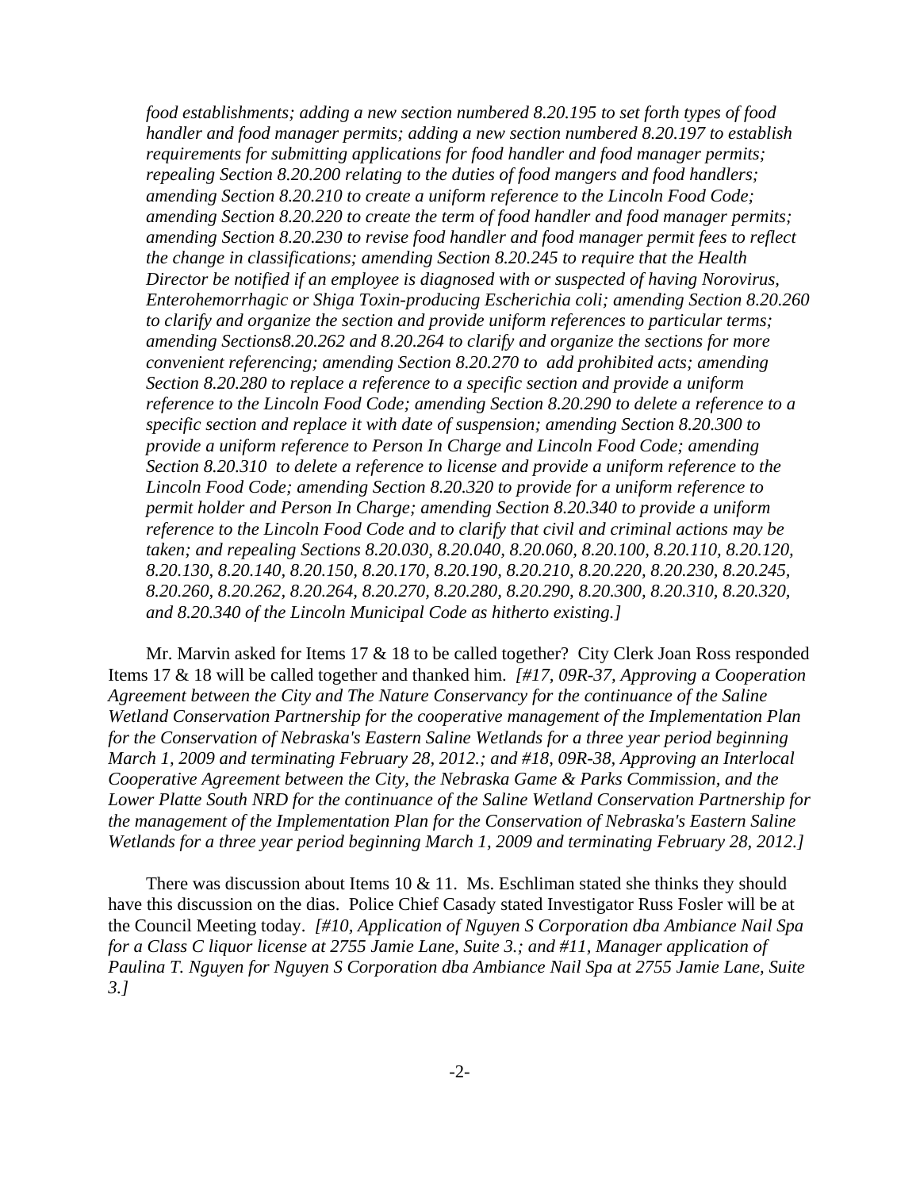*food establishments; adding a new section numbered 8.20.195 to set forth types of food handler and food manager permits; adding a new section numbered 8.20.197 to establish requirements for submitting applications for food handler and food manager permits; repealing Section 8.20.200 relating to the duties of food mangers and food handlers; amending Section 8.20.210 to create a uniform reference to the Lincoln Food Code; amending Section 8.20.220 to create the term of food handler and food manager permits; amending Section 8.20.230 to revise food handler and food manager permit fees to reflect the change in classifications; amending Section 8.20.245 to require that the Health Director be notified if an employee is diagnosed with or suspected of having Norovirus, Enterohemorrhagic or Shiga Toxin-producing Escherichia coli; amending Section 8.20.260 to clarify and organize the section and provide uniform references to particular terms; amending Sections8.20.262 and 8.20.264 to clarify and organize the sections for more convenient referencing; amending Section 8.20.270 to add prohibited acts; amending Section 8.20.280 to replace a reference to a specific section and provide a uniform reference to the Lincoln Food Code; amending Section 8.20.290 to delete a reference to a specific section and replace it with date of suspension; amending Section 8.20.300 to provide a uniform reference to Person In Charge and Lincoln Food Code; amending Section 8.20.310 to delete a reference to license and provide a uniform reference to the Lincoln Food Code; amending Section 8.20.320 to provide for a uniform reference to permit holder and Person In Charge; amending Section 8.20.340 to provide a uniform reference to the Lincoln Food Code and to clarify that civil and criminal actions may be taken; and repealing Sections 8.20.030, 8.20.040, 8.20.060, 8.20.100, 8.20.110, 8.20.120, 8.20.130, 8.20.140, 8.20.150, 8.20.170, 8.20.190, 8.20.210, 8.20.220, 8.20.230, 8.20.245, 8.20.260, 8.20.262, 8.20.264, 8.20.270, 8.20.280, 8.20.290, 8.20.300, 8.20.310, 8.20.320, and 8.20.340 of the Lincoln Municipal Code as hitherto existing.]*

Mr. Marvin asked for Items 17 & 18 to be called together? City Clerk Joan Ross responded Items 17 & 18 will be called together and thanked him. *[#17, 09R-37, Approving a Cooperation Agreement between the City and The Nature Conservancy for the continuance of the Saline Wetland Conservation Partnership for the cooperative management of the Implementation Plan for the Conservation of Nebraska's Eastern Saline Wetlands for a three year period beginning March 1, 2009 and terminating February 28, 2012.; and #18, 09R-38, Approving an Interlocal Cooperative Agreement between the City, the Nebraska Game & Parks Commission, and the Lower Platte South NRD for the continuance of the Saline Wetland Conservation Partnership for the management of the Implementation Plan for the Conservation of Nebraska's Eastern Saline Wetlands for a three year period beginning March 1, 2009 and terminating February 28, 2012.]*

There was discussion about Items 10 & 11. Ms. Eschliman stated she thinks they should have this discussion on the dias. Police Chief Casady stated Investigator Russ Fosler will be at the Council Meeting today. *[#10, Application of Nguyen S Corporation dba Ambiance Nail Spa for a Class C liquor license at 2755 Jamie Lane, Suite 3.; and #11, Manager application of Paulina T. Nguyen for Nguyen S Corporation dba Ambiance Nail Spa at 2755 Jamie Lane, Suite 3.]*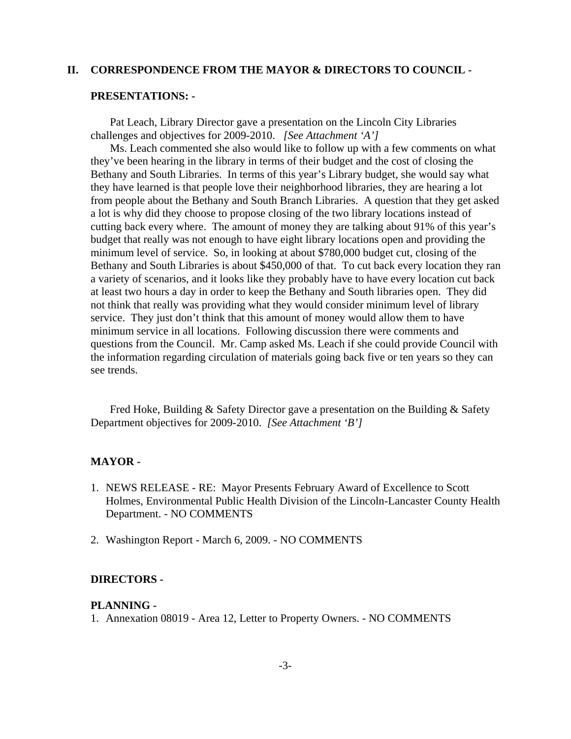## II. CORRESPONDENCE FROM THE MAYOR & DIRECTORS TO COUNCIL -

### PRESENTATIONS: -

Pat Leach, Library Director gave a presentation on the Lincoln City Libraries challenges and objectives for 2009-2010. *[See Attachment 'A']*

Ms. Leach commented she also would like to follow up with a few comments on what they've been hearing in the library in terms of their budget and the cost of closing the Bethany and South Libraries. In terms of this year's Library budget, she would say what they have learned is that people love their neighborhood libraries, they are hearing a lot from people about the Bethany and South Branch Libraries. A question that they get asked a lot is why did they choose to propose closing of the two library locations instead of cutting back every where. The amount of money they are talking about 91% of this year's budget that really was not enough to have eight library locations open and providing the minimum level of service. So, in looking at about $780,000 budget cut, closing of the Bethany and South Libraries is about $450,000 of that. To cut back every location they ran a variety of scenarios, and it looks like they probably have to have every location cut back at least two hours a day in order to keep the Bethany and South libraries open. They did not think that really was providing what they would consider minimum level of library service. They just don't think that this amount of money would allow them to have minimum service in all locations. Following discussion there were comments and questions from the Council. Mr. Camp asked Ms. Leach if she could provide Council with the information regarding circulation of materials going back five or ten years so they can see trends.

Fred Hoke, Building & Safety Director gave a presentation on the Building & Safety Department objectives for 2009-2010. *[See Attachment 'B']*

### MAYOR -

1. NEWS RELEASE - RE: Mayor Presents February Award of Excellence to Scott Holmes, Environmental Public Health Division of the Lincoln-Lancaster County Health Department. - NO COMMENTS

2. Washington Report - March 6, 2009. - NO COMMENTS

### DIRECTORS -

### PLANNING -

1. Annexation 08019 - Area 12, Letter to Property Owners. - NO COMMENTS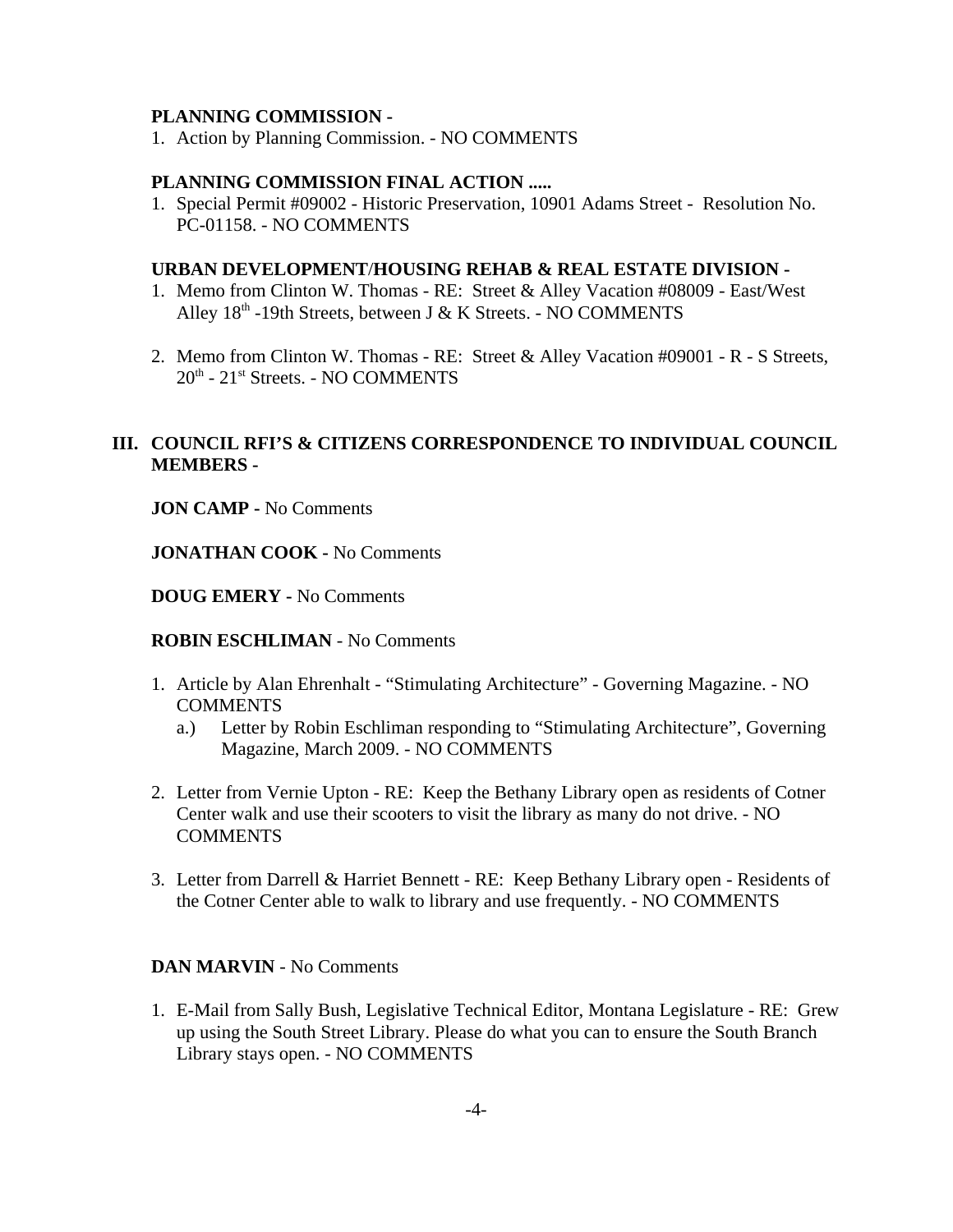**PLANNING COMMISSION -**

1. Action by Planning Commission. - NO COMMENTS

**PLANNING COMMISSION FINAL ACTION .....**

1. Special Permit #09002 - Historic Preservation, 10901 Adams Street - Resolution No. PC-01158. - NO COMMENTS

**URBAN DEVELOPMENT/HOUSING REHAB & REAL ESTATE DIVISION -**

1. Memo from Clinton W. Thomas - RE: Street & Alley Vacation #08009 - East/West Alley 18th -19th Streets, between J & K Streets. - NO COMMENTS

2. Memo from Clinton W. Thomas - RE: Street & Alley Vacation #09001 - R - S Streets, 20th - 21st Streets. - NO COMMENTS

## III. COUNCIL RFI'S & CITIZENS CORRESPONDENCE TO INDIVIDUAL COUNCIL MEMBERS -

**JON CAMP -** No Comments

**JONATHAN COOK -** No Comments

**DOUG EMERY -** No Comments

**ROBIN ESCHLIMAN** - No Comments

1. Article by Alan Ehrenhalt - "Stimulating Architecture" - Governing Magazine. - NO COMMENTS
   a.) Letter by Robin Eschliman responding to "Stimulating Architecture", Governing Magazine, March 2009. - NO COMMENTS

2. Letter from Vernie Upton - RE: Keep the Bethany Library open as residents of Cotner Center walk and use their scooters to visit the library as many do not drive. - NO COMMENTS

3. Letter from Darrell & Harriet Bennett - RE: Keep Bethany Library open - Residents of the Cotner Center able to walk to library and use frequently. - NO COMMENTS

**DAN MARVIN** - No Comments

1. E-Mail from Sally Bush, Legislative Technical Editor, Montana Legislature - RE: Grew up using the South Street Library. Please do what you can to ensure the South Branch Library stays open. - NO COMMENTS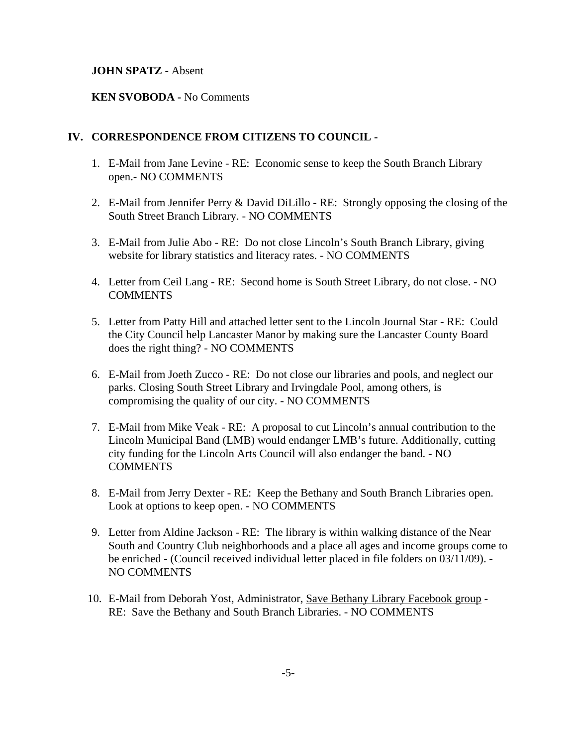**JOHN SPATZ -** Absent

**KEN SVOBODA -** No Comments

## IV. CORRESPONDENCE FROM CITIZENS TO COUNCIL -

1. E-Mail from Jane Levine - RE: Economic sense to keep the South Branch Library open.- NO COMMENTS

2. E-Mail from Jennifer Perry & David DiLillo - RE: Strongly opposing the closing of the South Street Branch Library. - NO COMMENTS

3. E-Mail from Julie Abo - RE: Do not close Lincoln's South Branch Library, giving website for library statistics and literacy rates. - NO COMMENTS

4. Letter from Ceil Lang - RE: Second home is South Street Library, do not close. - NO COMMENTS

5. Letter from Patty Hill and attached letter sent to the Lincoln Journal Star - RE: Could the City Council help Lancaster Manor by making sure the Lancaster County Board does the right thing? - NO COMMENTS

6. E-Mail from Joeth Zucco - RE: Do not close our libraries and pools, and neglect our parks. Closing South Street Library and Irvingdale Pool, among others, is compromising the quality of our city. - NO COMMENTS

7. E-Mail from Mike Veak - RE: A proposal to cut Lincoln's annual contribution to the Lincoln Municipal Band (LMB) would endanger LMB's future. Additionally, cutting city funding for the Lincoln Arts Council will also endanger the band. - NO COMMENTS

8. E-Mail from Jerry Dexter - RE: Keep the Bethany and South Branch Libraries open. Look at options to keep open. - NO COMMENTS

9. Letter from Aldine Jackson - RE: The library is within walking distance of the Near South and Country Club neighborhoods and a place all ages and income groups come to be enriched - (Council received individual letter placed in file folders on 03/11/09). - NO COMMENTS

10. E-Mail from Deborah Yost, Administrator, Save Bethany Library Facebook group - RE: Save the Bethany and South Branch Libraries. - NO COMMENTS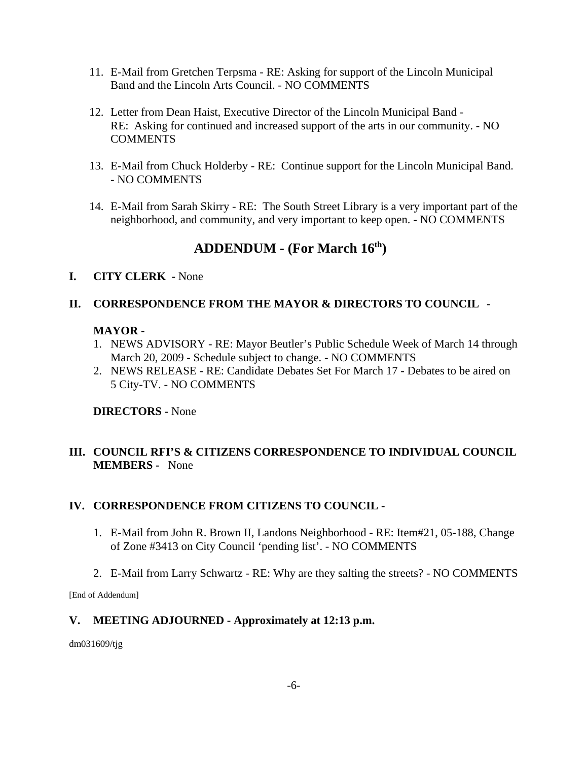11. E-Mail from Gretchen Terpsma - RE: Asking for support of the Lincoln Municipal Band and the Lincoln Arts Council. - NO COMMENTS

12. Letter from Dean Haist, Executive Director of the Lincoln Municipal Band - RE: Asking for continued and increased support of the arts in our community. - NO COMMENTS

13. E-Mail from Chuck Holderby - RE: Continue support for the Lincoln Municipal Band. - NO COMMENTS

14. E-Mail from Sarah Skirry - RE: The South Street Library is a very important part of the neighborhood, and community, and very important to keep open. - NO COMMENTS

## ADDENDUM - (For March 16th)

**I. CITY CLERK -** None

**II. CORRESPONDENCE FROM THE MAYOR & DIRECTORS TO COUNCIL** -

**MAYOR -**

1. NEWS ADVISORY - RE: Mayor Beutler's Public Schedule Week of March 14 through March 20, 2009 - Schedule subject to change. - NO COMMENTS
2. NEWS RELEASE - RE: Candidate Debates Set For March 17 - Debates to be aired on 5 City-TV. - NO COMMENTS

**DIRECTORS -** None

**III. COUNCIL RFI'S & CITIZENS CORRESPONDENCE TO INDIVIDUAL COUNCIL MEMBERS -** None

**IV. CORRESPONDENCE FROM CITIZENS TO COUNCIL -**

1. E-Mail from John R. Brown II, Landons Neighborhood - RE: Item#21, 05-188, Change of Zone #3413 on City Council 'pending list'. - NO COMMENTS

2. E-Mail from Larry Schwartz - RE: Why are they salting the streets? - NO COMMENTS

[End of Addendum]

**V. MEETING ADJOURNED - Approximately at 12:13 p.m.**

dm031609/tjg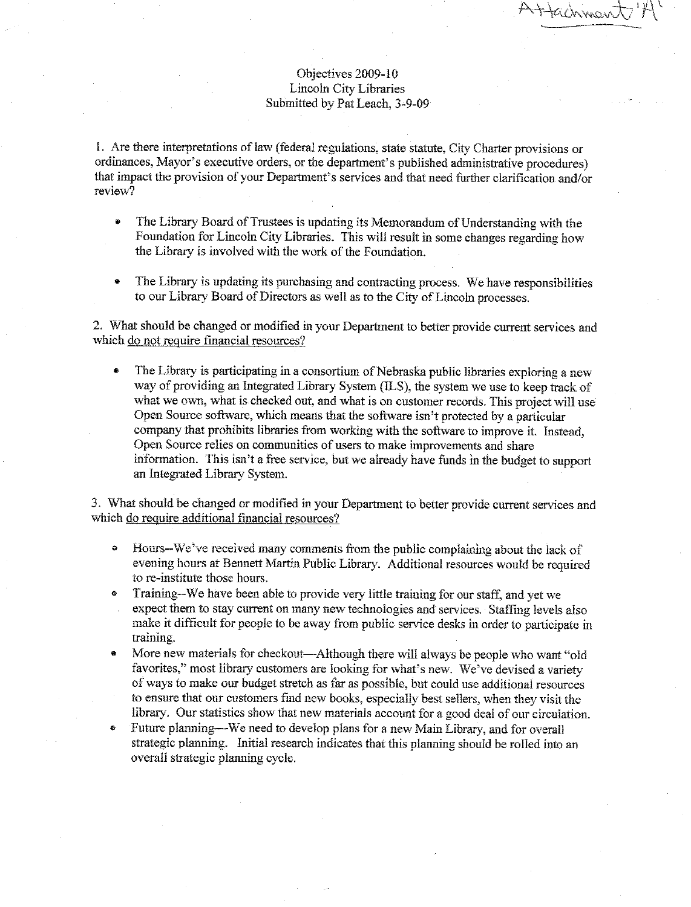Attachment 'A'

Objectives 2009-10
Lincoln City Libraries
Submitted by Pat Leach, 3-9-09

1. Are there interpretations of law (federal regulations, state statute, City Charter provisions or ordinances, Mayor's executive orders, or the department's published administrative procedures) that impact the provision of your Department's services and that need further clarification and/or review?

- The Library Board of Trustees is updating its Memorandum of Understanding with the Foundation for Lincoln City Libraries. This will result in some changes regarding how the Library is involved with the work of the Foundation.

- The Library is updating its purchasing and contracting process. We have responsibilities to our Library Board of Directors as well as to the City of Lincoln processes.

2. What should be changed or modified in your Department to better provide current services and which <u>do not require financial resources?</u>

- The Library is participating in a consortium of Nebraska public libraries exploring a new way of providing an Integrated Library System (ILS), the system we use to keep track of what we own, what is checked out, and what is on customer records. This project will use Open Source software, which means that the software isn't protected by a particular company that prohibits libraries from working with the software to improve it. Instead, Open Source relies on communities of users to make improvements and share information. This isn't a free service, but we already have funds in the budget to support an Integrated Library System.

3. What should be changed or modified in your Department to better provide current services and which <u>do require additional financial resources?</u>

- Hours--We've received many comments from the public complaining about the lack of evening hours at Bennett Martin Public Library. Additional resources would be required to re-institute those hours.
- Training--We have been able to provide very little training for our staff, and yet we expect them to stay current on many new technologies and services. Staffing levels also make it difficult for people to be away from public service desks in order to participate in training.
- More new materials for checkout—Although there will always be people who want "old favorites," most library customers are looking for what's new. We've devised a variety of ways to make our budget stretch as far as possible, but could use additional resources to ensure that our customers find new books, especially best sellers, when they visit the library. Our statistics show that new materials account for a good deal of our circulation.
- Future planning—We need to develop plans for a new Main Library, and for overall strategic planning. Initial research indicates that this planning should be rolled into an overall strategic planning cycle.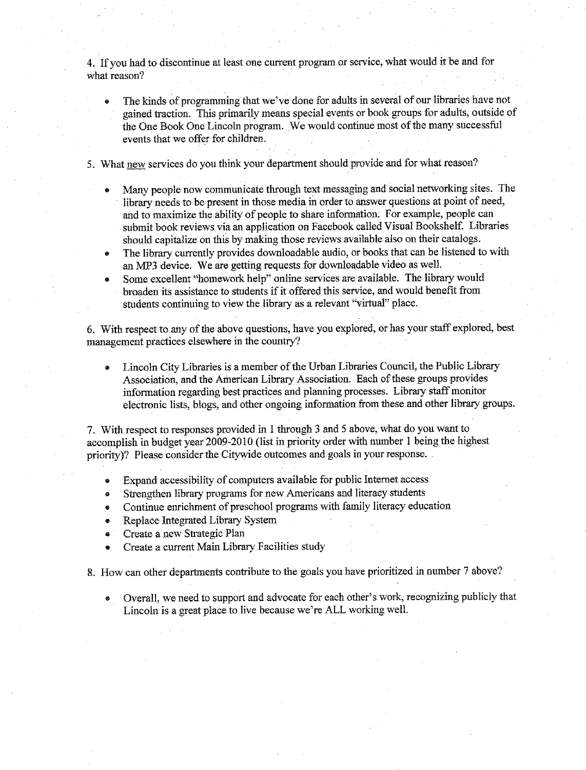4. If you had to discontinue at least one current program or service, what would it be and for what reason?

- The kinds of programming that we've done for adults in several of our libraries have not gained traction. This primarily means special events or book groups for adults, outside of the One Book One Lincoln program. We would continue most of the many successful events that we offer for children.

5. What new services do you think your department should provide and for what reason?

- Many people now communicate through text messaging and social networking sites. The library needs to be present in those media in order to answer questions at point of need, and to maximize the ability of people to share information. For example, people can submit book reviews via an application on Facebook called Visual Bookshelf. Libraries should capitalize on this by making those reviews available also on their catalogs.
- The library currently provides downloadable audio, or books that can be listened to with an MP3 device. We are getting requests for downloadable video as well.
- Some excellent "homework help" online services are available. The library would broaden its assistance to students if it offered this service, and would benefit from students continuing to view the library as a relevant "virtual" place.

6. With respect to any of the above questions, have you explored, or has your staff explored, best management practices elsewhere in the country?

- Lincoln City Libraries is a member of the Urban Libraries Council, the Public Library Association, and the American Library Association. Each of these groups provides information regarding best practices and planning processes. Library staff monitor electronic lists, blogs, and other ongoing information from these and other library groups.

7. With respect to responses provided in 1 through 3 and 5 above, what do you want to accomplish in budget year 2009-2010 (list in priority order with number 1 being the highest priority)? Please consider the Citywide outcomes and goals in your response.

- Expand accessibility of computers available for public Internet access
- Strengthen library programs for new Americans and literacy students
- Continue enrichment of preschool programs with family literacy education
- Replace Integrated Library System
- Create a new Strategic Plan
- Create a current Main Library Facilities study

8. How can other departments contribute to the goals you have prioritized in number 7 above?

- Overall, we need to support and advocate for each other's work, recognizing publicly that Lincoln is a great place to live because we're ALL working well.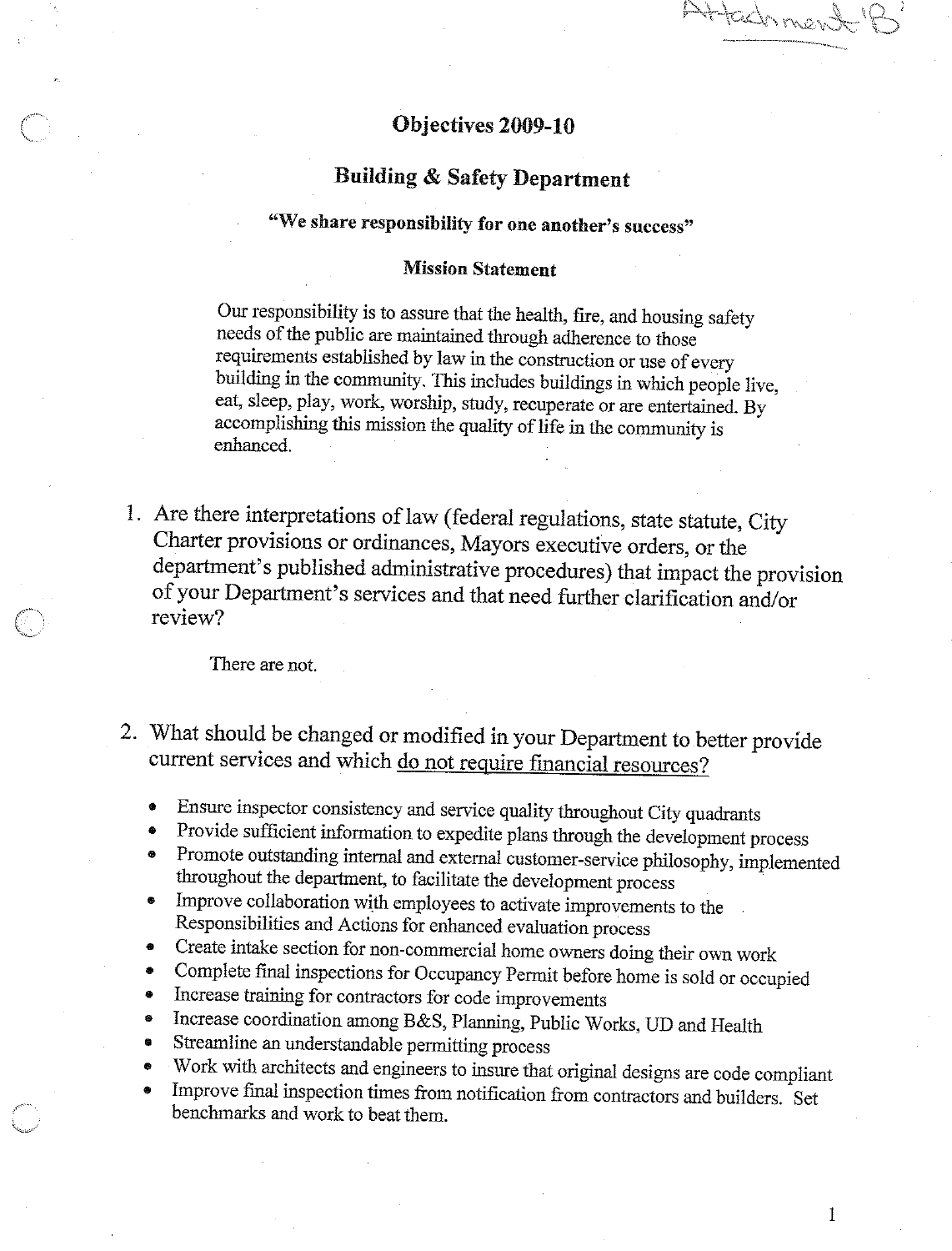Attachment 'B'

# Objectives 2009-10

## Building & Safety Department

**"We share responsibility for one another's success"**

**Mission Statement**

Our responsibility is to assure that the health, fire, and housing safety needs of the public are maintained through adherence to those requirements established by law in the construction or use of every building in the community. This includes buildings in which people live, eat, sleep, play, work, worship, study, recuperate or are entertained. By accomplishing this mission the quality of life in the community is enhanced.

1. Are there interpretations of law (federal regulations, state statute, City Charter provisions or ordinances, Mayors executive orders, or the department's published administrative procedures) that impact the provision of your Department's services and that need further clarification and/or review?

   There are not.

2. What should be changed or modified in your Department to better provide current services and which <u>do not require financial resources?</u>

   - Ensure inspector consistency and service quality throughout City quadrants
   - Provide sufficient information to expedite plans through the development process
   - Promote outstanding internal and external customer-service philosophy, implemented throughout the department, to facilitate the development process
   - Improve collaboration with employees to activate improvements to the Responsibilities and Actions for enhanced evaluation process
   - Create intake section for non-commercial home owners doing their own work
   - Complete final inspections for Occupancy Permit before home is sold or occupied
   - Increase training for contractors for code improvements
   - Increase coordination among B&S, Planning, Public Works, UD and Health
   - Streamline an understandable permitting process
   - Work with architects and engineers to insure that original designs are code compliant
   - Improve final inspection times from notification from contractors and builders. Set benchmarks and work to beat them.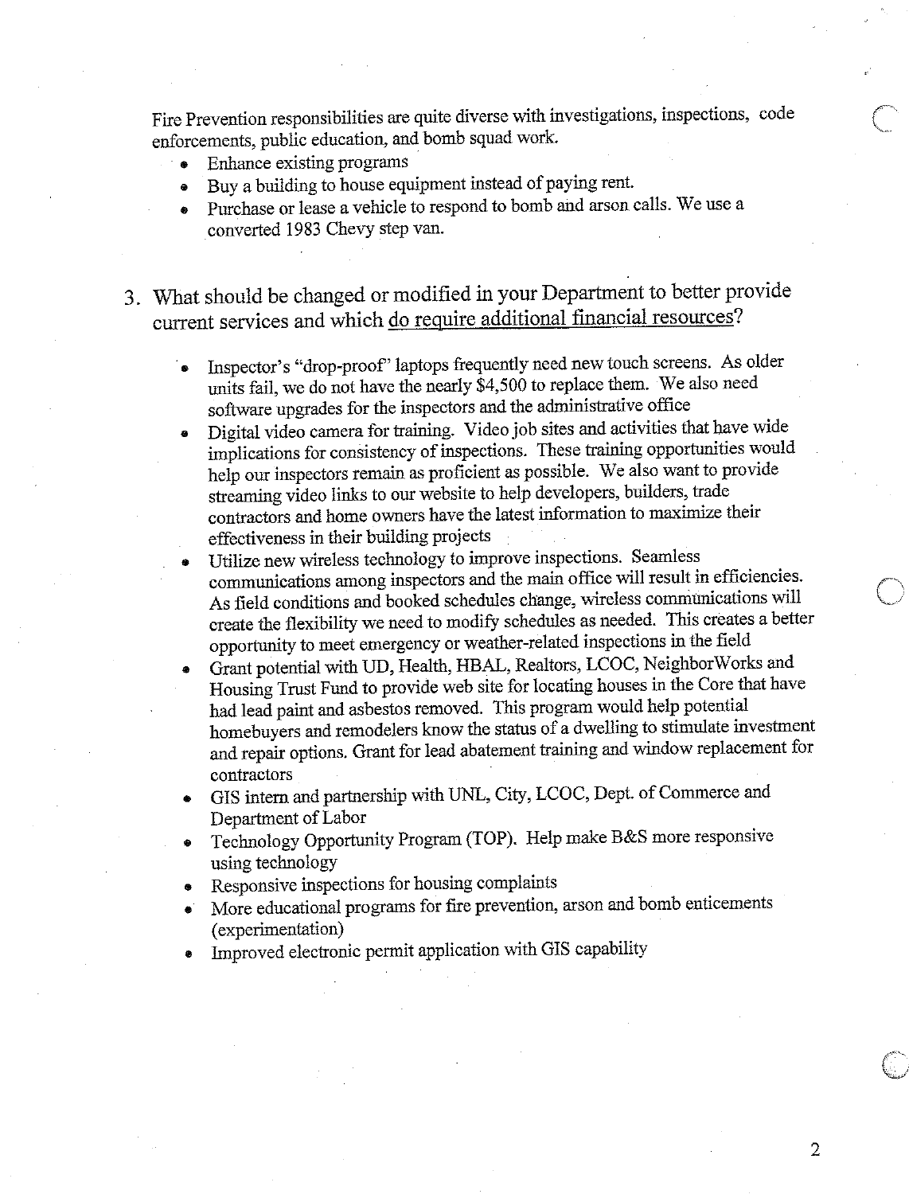Fire Prevention responsibilities are quite diverse with investigations, inspections, code enforcements, public education, and bomb squad work.

- Enhance existing programs
- Buy a building to house equipment instead of paying rent.
- Purchase or lease a vehicle to respond to bomb and arson calls. We use a converted 1983 Chevy step van.

3. What should be changed or modified in your Department to better provide current services and which <u>do require additional financial resources</u>?

- Inspector's "drop-proof" laptops frequently need new touch screens. As older units fail, we do not have the nearly $4,500 to replace them. We also need software upgrades for the inspectors and the administrative office
- Digital video camera for training. Video job sites and activities that have wide implications for consistency of inspections. These training opportunities would help our inspectors remain as proficient as possible. We also want to provide streaming video links to our website to help developers, builders, trade contractors and home owners have the latest information to maximize their effectiveness in their building projects
- Utilize new wireless technology to improve inspections. Seamless communications among inspectors and the main office will result in efficiencies. As field conditions and booked schedules change, wireless communications will create the flexibility we need to modify schedules as needed. This creates a better opportunity to meet emergency or weather-related inspections in the field
- Grant potential with UD, Health, HBAL, Realtors, LCOC, NeighborWorks and Housing Trust Fund to provide web site for locating houses in the Core that have had lead paint and asbestos removed. This program would help potential homebuyers and remodelers know the status of a dwelling to stimulate investment and repair options. Grant for lead abatement training and window replacement for contractors
- GIS intern and partnership with UNL, City, LCOC, Dept. of Commerce and Department of Labor
- Technology Opportunity Program (TOP). Help make B&S more responsive using technology
- Responsive inspections for housing complaints
- More educational programs for fire prevention, arson and bomb enticements (experimentation)
- Improved electronic permit application with GIS capability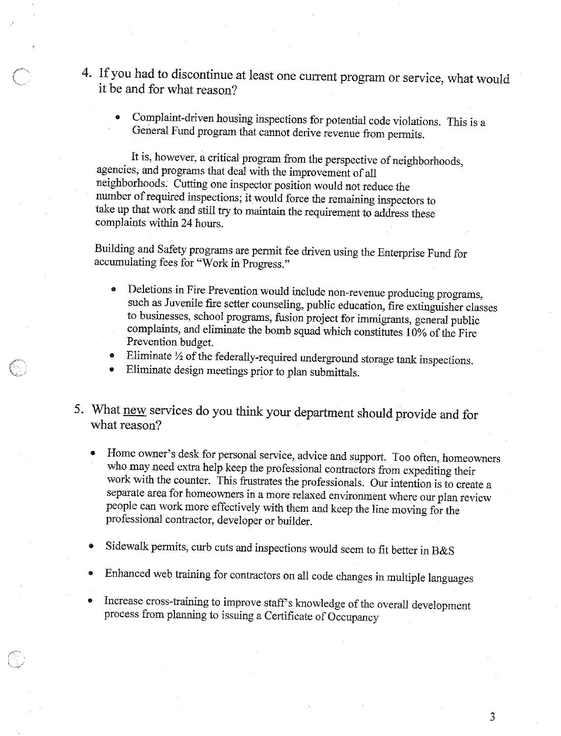4. If you had to discontinue at least one current program or service, what would it be and for what reason?

    - Complaint-driven housing inspections for potential code violations. This is a General Fund program that cannot derive revenue from permits.

    It is, however, a critical program from the perspective of neighborhoods, agencies, and programs that deal with the improvement of all neighborhoods. Cutting one inspector position would not reduce the number of required inspections; it would force the remaining inspectors to take up that work and still try to maintain the requirement to address these complaints within 24 hours.

    Building and Safety programs are permit fee driven using the Enterprise Fund for accumulating fees for "Work in Progress."

    - Deletions in Fire Prevention would include non-revenue producing programs, such as Juvenile fire setter counseling, public education, fire extinguisher classes to businesses, school programs, fusion project for immigrants, general public complaints, and eliminate the bomb squad which constitutes 10% of the Fire Prevention budget.
    - Eliminate ½ of the federally-required underground storage tank inspections.
    - Eliminate design meetings prior to plan submittals.

5. What <u>new</u> services do you think your department should provide and for what reason?

    - Home owner's desk for personal service, advice and support. Too often, homeowners who may need extra help keep the professional contractors from expediting their work with the counter. This frustrates the professionals. Our intention is to create a separate area for homeowners in a more relaxed environment where our plan review people can work more effectively with them and keep the line moving for the professional contractor, developer or builder.

    - Sidewalk permits, curb cuts and inspections would seem to fit better in B&S

    - Enhanced web training for contractors on all code changes in multiple languages

    - Increase cross-training to improve staff's knowledge of the overall development process from planning to issuing a Certificate of Occupancy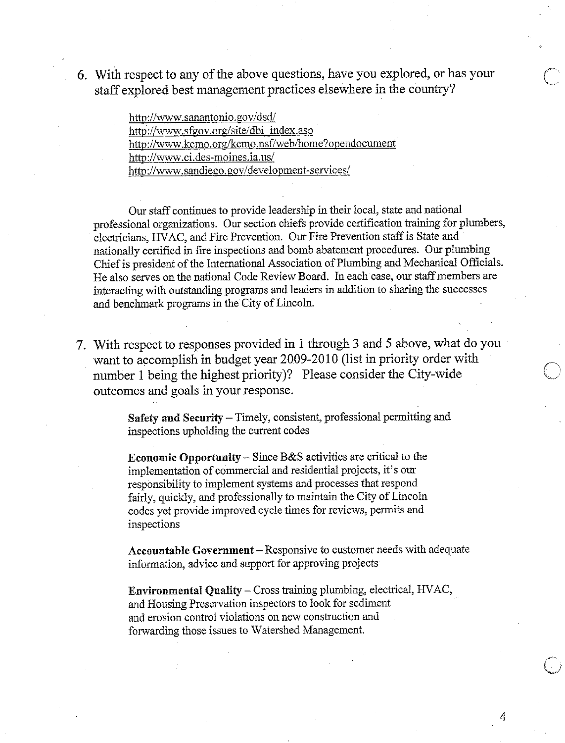6. With respect to any of the above questions, have you explored, or has your staff explored best management practices elsewhere in the country?

    http://www.sanantonio.gov/dsd/
    http://www.sfgov.org/site/dbi_index.asp
    http://www.kcmo.org/kcmo.nsf/web/home?opendocument
    http://www.ci.des-moines.ia.us/
    http://www.sandiego.gov/development-services/

    Our staff continues to provide leadership in their local, state and national professional organizations. Our section chiefs provide certification training for plumbers, electricians, HVAC, and Fire Prevention. Our Fire Prevention staff is State and nationally certified in fire inspections and bomb abatement procedures. Our plumbing Chief is president of the International Association of Plumbing and Mechanical Officials. He also serves on the national Code Review Board. In each case, our staff members are interacting with outstanding programs and leaders in addition to sharing the successes and benchmark programs in the City of Lincoln.

7. With respect to responses provided in 1 through 3 and 5 above, what do you want to accomplish in budget year 2009-2010 (list in priority order with number 1 being the highest priority)? Please consider the City-wide outcomes and goals in your response.

    **Safety and Security** – Timely, consistent, professional permitting and inspections upholding the current codes

    **Economic Opportunity** – Since B&S activities are critical to the implementation of commercial and residential projects, it's our responsibility to implement systems and processes that respond fairly, quickly, and professionally to maintain the City of Lincoln codes yet provide improved cycle times for reviews, permits and inspections

    **Accountable Government** – Responsive to customer needs with adequate information, advice and support for approving projects

    **Environmental Quality** – Cross training plumbing, electrical, HVAC, and Housing Preservation inspectors to look for sediment and erosion control violations on new construction and forwarding those issues to Watershed Management.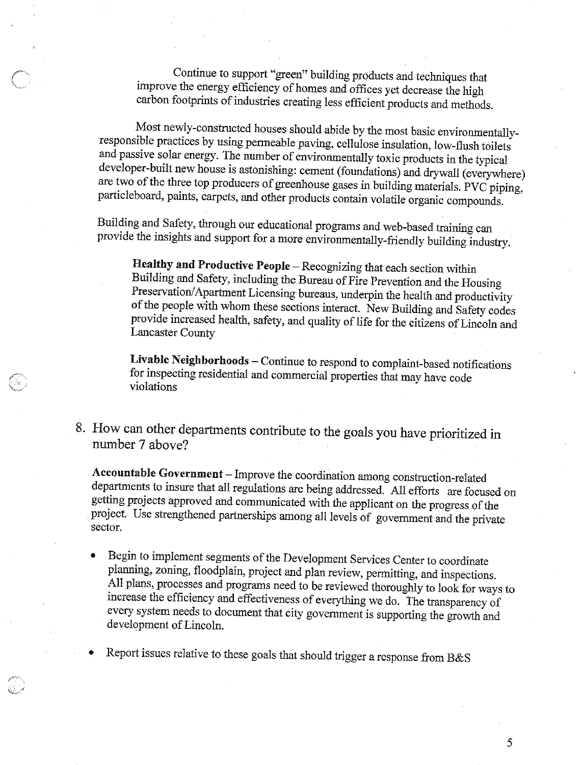Continue to support "green" building products and techniques that improve the energy efficiency of homes and offices yet decrease the high carbon footprints of industries creating less efficient products and methods.

Most newly-constructed houses should abide by the most basic environmentally-responsible practices by using permeable paving, cellulose insulation, low-flush toilets and passive solar energy. The number of environmentally toxic products in the typical developer-built new house is astonishing: cement (foundations) and drywall (everywhere) are two of the three top producers of greenhouse gases in building materials. PVC piping, particleboard, paints, carpets, and other products contain volatile organic compounds.

Building and Safety, through our educational programs and web-based training can provide the insights and support for a more environmentally-friendly building industry.

**Healthy and Productive People** – Recognizing that each section within Building and Safety, including the Bureau of Fire Prevention and the Housing Preservation/Apartment Licensing bureaus, underpin the health and productivity of the people with whom these sections interact. New Building and Safety codes provide increased health, safety, and quality of life for the citizens of Lincoln and Lancaster County

**Livable Neighborhoods** – Continue to respond to complaint-based notifications for inspecting residential and commercial properties that may have code violations

8. How can other departments contribute to the goals you have prioritized in number 7 above?

**Accountable Government** – Improve the coordination among construction-related departments to insure that all regulations are being addressed. All efforts are focused on getting projects approved and communicated with the applicant on the progress of the project. Use strengthened partnerships among all levels of government and the private sector.

- Begin to implement segments of the Development Services Center to coordinate planning, zoning, floodplain, project and plan review, permitting, and inspections. All plans, processes and programs need to be reviewed thoroughly to look for ways to increase the efficiency and effectiveness of everything we do. The transparency of every system needs to document that city government is supporting the growth and development of Lincoln.
- Report issues relative to these goals that should trigger a response from B&S